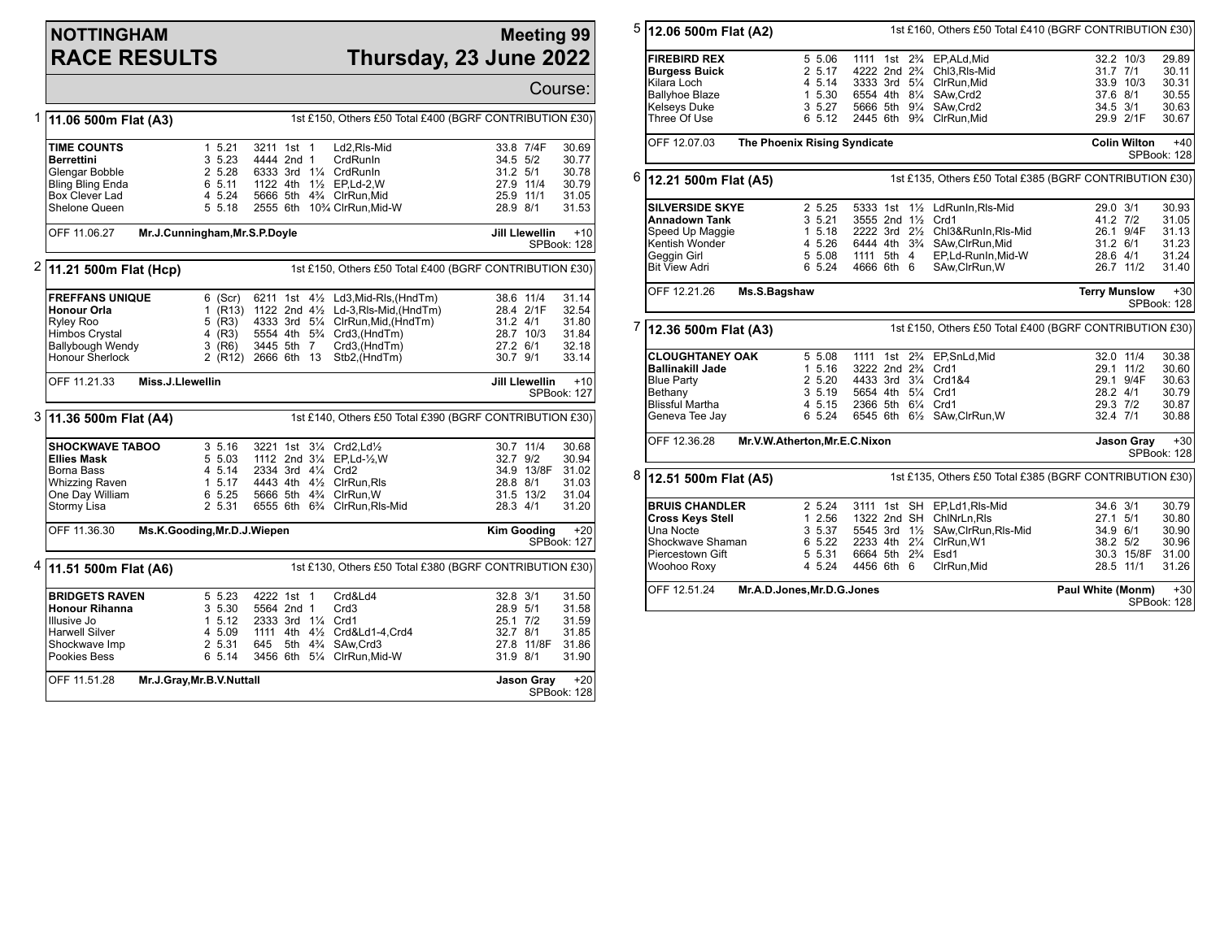# NOTTINGHAM RACE RESULTS

## Meeting 99 Thursday, 23 June 2022

Course:

### 1 — 11.06 500m Flat (A3)

1st £150, Others £50 Total £400 (BGRF CONTRIBUTION £30)

| Dog | Trap | Split | Sectionals | Pos | Dist | Remarks | Wt | SP | Time |
|---|---|---|---|---|---|---|---|---|---|
| **TIME COUNTS** | 1 | 5.21 | 3211 | 1st | 1 | Ld2,Rls-Mid | 33.8 | 7/4F | 30.69 |
| **Berrettini** | 3 | 5.23 | 4444 | 2nd | 1 | CrdRunIn | 34.5 | 5/2 | 30.77 |
| Glengar Bobble | 2 | 5.28 | 6333 | 3rd | 1¼ | CrdRunIn | 31.2 | 5/1 | 30.78 |
| Bling Bling Enda | 6 | 5.11 | 1122 | 4th | 1½ | EP,Ld-2,W | 27.9 | 11/4 | 30.79 |
| Box Clever Lad | 4 | 5.24 | 5666 | 5th | 4¾ | ClrRun,Mid | 25.9 | 11/1 | 31.05 |
| Shelone Queen | 5 | 5.18 | 2555 | 6th | 10¾ | ClrRun,Mid-W | 28.9 | 8/1 | 31.53 |

OFF 11.06.27 **Mr.J.Cunningham,Mr.S.P.Doyle** — **Jill Llewellin** +10 SPBook: 128

### 2 — 11.21 500m Flat (Hcp)

1st £150, Others £50 Total £400 (BGRF CONTRIBUTION £30)

| Dog | Trap | Hcp | Sectionals | Pos | Dist | Remarks | Wt | SP | Time |
|---|---|---|---|---|---|---|---|---|---|
| **FREFFANS UNIQUE** | 6 | (Scr) | 6211 | 1st | 4½ | Ld3,Mid-Rls,(HndTm) | 38.6 | 11/4 | 31.14 |
| **Honour Orla** | 1 | (R13) | 1122 | 2nd | 4½ | Ld-3,Rls-Mid,(HndTm) | 28.4 | 2/1F | 32.54 |
| Ryley Roo | 5 | (R3) | 4333 | 3rd | 5¼ | ClrRun,Mid,(HndTm) | 31.2 | 4/1 | 31.80 |
| Himbos Crystal | 4 | (R3) | 5554 | 4th | 5¾ | Crd3,(HndTm) | 28.7 | 10/3 | 31.84 |
| Ballybough Wendy | 3 | (R6) | 3445 | 5th | 7 | Crd3,(HndTm) | 27.2 | 6/1 | 32.18 |
| Honour Sherlock | 2 | (R12) | 2666 | 6th | 13 | Stb2,(HndTm) | 30.7 | 9/1 | 33.14 |

OFF 11.21.33 **Miss.J.Llewellin** — **Jill Llewellin** +10 SPBook: 127

### 3 — 11.36 500m Flat (A4)

1st £140, Others £50 Total £390 (BGRF CONTRIBUTION £30)

| Dog | Trap | Split | Sectionals | Pos | Dist | Remarks | Wt | SP | Time |
|---|---|---|---|---|---|---|---|---|---|
| **SHOCKWAVE TABOO** | 3 | 5.16 | 3221 | 1st | 3¼ | Crd2,Ld½ | 30.7 | 11/4 | 30.68 |
| **Ellies Mask** | 5 | 5.03 | 1112 | 2nd | 3¼ | EP,Ld-½,W | 32.7 | 9/2 | 30.94 |
| Borna Bass | 4 | 5.14 | 2334 | 3rd | 4¼ | Crd2 | 34.9 | 13/8F | 31.02 |
| Whizzing Raven | 1 | 5.17 | 4443 | 4th | 4½ | ClrRun,Rls | 28.8 | 8/1 | 31.03 |
| One Day William | 6 | 5.25 | 5666 | 5th | 4¾ | ClrRun,W | 31.5 | 13/2 | 31.04 |
| Stormy Lisa | 2 | 5.31 | 6555 | 6th | 6¾ | ClrRun,Rls-Mid | 28.3 | 4/1 | 31.20 |

OFF 11.36.30 **Ms.K.Gooding,Mr.D.J.Wiepen** — **Kim Gooding** +20 SPBook: 127

### 4 — 11.51 500m Flat (A6)

1st £130, Others £50 Total £380 (BGRF CONTRIBUTION £30)

| Dog | Trap | Split | Sectionals | Pos | Dist | Remarks | Wt | SP | Time |
|---|---|---|---|---|---|---|---|---|---|
| **BRIDGETS RAVEN** | 5 | 5.23 | 4222 | 1st | 1 | Crd&Ld4 | 32.8 | 3/1 | 31.50 |
| **Honour Rihanna** | 3 | 5.30 | 5564 | 2nd | 1 | Crd3 | 28.9 | 5/1 | 31.58 |
| Illusive Jo | 1 | 5.12 | 2333 | 3rd | 1¼ | Crd1 | 25.1 | 7/2 | 31.59 |
| Harwell Silver | 4 | 5.09 | 1111 | 4th | 4½ | Crd&Ld1-4,Crd4 | 32.7 | 8/1 | 31.85 |
| Shockwave Imp | 2 | 5.31 | 645 | 5th | 4¾ | SAw,Crd3 | 27.8 | 11/8F | 31.86 |
| Pookies Bess | 6 | 5.14 | 3456 | 6th | 5¼ | ClrRun,Mid-W | 31.9 | 8/1 | 31.90 |

OFF 11.51.28 **Mr.J.Gray,Mr.B.V.Nuttall** — **Jason Gray** +20 SPBook: 128

### 5 — 12.06 500m Flat (A2)

1st £160, Others £50 Total £410 (BGRF CONTRIBUTION £30)

| Dog | Trap | Split | Sectionals | Pos | Dist | Remarks | Wt | SP | Time |
|---|---|---|---|---|---|---|---|---|---|
| **FIREBIRD REX** | 5 | 5.06 | 1111 | 1st | 2¾ | EP,ALd,Mid | 32.2 | 10/3 | 29.89 |
| **Burgess Buick** | 2 | 5.17 | 4222 | 2nd | 2¾ | Chl3,Rls-Mid | 31.7 | 7/1 | 30.11 |
| Kilara Loch | 4 | 5.14 | 3333 | 3rd | 5¼ | ClrRun,Mid | 33.9 | 10/3 | 30.31 |
| Ballyhoe Blaze | 1 | 5.30 | 6554 | 4th | 8¼ | SAw,Crd2 | 37.6 | 8/1 | 30.55 |
| Kelseys Duke | 3 | 5.27 | 5666 | 5th | 9¼ | SAw,Crd2 | 34.5 | 3/1 | 30.63 |
| Three Of Use | 6 | 5.12 | 2445 | 6th | 9¾ | ClrRun,Mid | 29.9 | 2/1F | 30.67 |

OFF 12.07.03 **The Phoenix Rising Syndicate** — **Colin Wilton** +40 SPBook: 128

### 6 — 12.21 500m Flat (A5)

1st £135, Others £50 Total £385 (BGRF CONTRIBUTION £30)

| Dog | Trap | Split | Sectionals | Pos | Dist | Remarks | Wt | SP | Time |
|---|---|---|---|---|---|---|---|---|---|
| **SILVERSIDE SKYE** | 2 | 5.25 | 5333 | 1st | 1½ | LdRunIn,Rls-Mid | 29.0 | 3/1 | 30.93 |
| **Annadown Tank** | 3 | 5.21 | 3555 | 2nd | 1½ | Crd1 | 41.2 | 7/2 | 31.05 |
| Speed Up Maggie | 1 | 5.18 | 2222 | 3rd | 2½ | Chl3&RunIn,Rls-Mid | 26.1 | 9/4F | 31.13 |
| Kentish Wonder | 4 | 5.26 | 6444 | 4th | 3¾ | SAw,ClrRun,Mid | 31.2 | 6/1 | 31.23 |
| Geggin Girl | 5 | 5.08 | 1111 | 5th | 4 | EP,Ld-RunIn,Mid-W | 28.6 | 4/1 | 31.24 |
| Bit View Adri | 6 | 5.24 | 4666 | 6th | 6 | SAw,ClrRun,W | 26.7 | 11/2 | 31.40 |

OFF 12.21.26 **Ms.S.Bagshaw** — **Terry Munslow** +30 SPBook: 128

### 7 — 12.36 500m Flat (A3)

1st £150, Others £50 Total £400 (BGRF CONTRIBUTION £30)

| Dog | Trap | Split | Sectionals | Pos | Dist | Remarks | Wt | SP | Time |
|---|---|---|---|---|---|---|---|---|---|
| **CLOUGHTANEY OAK** | 5 | 5.08 | 1111 | 1st | 2¾ | EP,SnLd,Mid | 32.0 | 11/4 | 30.38 |
| **Ballinakill Jade** | 1 | 5.16 | 3222 | 2nd | 2¾ | Crd1 | 29.1 | 11/2 | 30.60 |
| Blue Party | 2 | 5.20 | 4433 | 3rd | 3¼ | Crd1&4 | 29.1 | 9/4F | 30.63 |
| Bethany | 3 | 5.19 | 5654 | 4th | 5¼ | Crd1 | 28.2 | 4/1 | 30.79 |
| Blissful Martha | 4 | 5.15 | 2366 | 5th | 6¼ | Crd1 | 29.3 | 7/2 | 30.87 |
| Geneva Tee Jay | 6 | 5.24 | 6545 | 6th | 6½ | SAw,ClrRun,W | 32.4 | 7/1 | 30.88 |

OFF 12.36.28 **Mr.V.W.Atherton,Mr.E.C.Nixon** — **Jason Gray** +30 SPBook: 128

### 8 — 12.51 500m Flat (A5)

1st £135, Others £50 Total £385 (BGRF CONTRIBUTION £30)

| Dog | Trap | Split | Sectionals | Pos | Dist | Remarks | Wt | SP | Time |
|---|---|---|---|---|---|---|---|---|---|
| **BRUIS CHANDLER** | 2 | 5.24 | 3111 | 1st | SH | EP,Ld1,Rls-Mid | 34.6 | 3/1 | 30.79 |
| **Cross Keys Stell** | 1 | 2.56 | 1322 | 2nd | SH | ChlNrLn,Rls | 27.1 | 5/1 | 30.80 |
| Una Nocte | 3 | 5.37 | 5545 | 3rd | 1½ | SAw,ClrRun,Rls-Mid | 34.9 | 6/1 | 30.90 |
| Shockwave Shaman | 6 | 5.22 | 2233 | 4th | 2¼ | ClrRun,W1 | 38.2 | 5/2 | 30.96 |
| Piercestown Gift | 5 | 5.31 | 6664 | 5th | 2¾ | Esd1 | 30.3 | 15/8F | 31.00 |
| Woohoo Roxy | 4 | 5.24 | 4456 | 6th | 6 | ClrRun,Mid | 28.5 | 11/1 | 31.26 |

OFF 12.51.24 **Mr.A.D.Jones,Mr.D.G.Jones** — **Paul White (Monm)** +30 SPBook: 128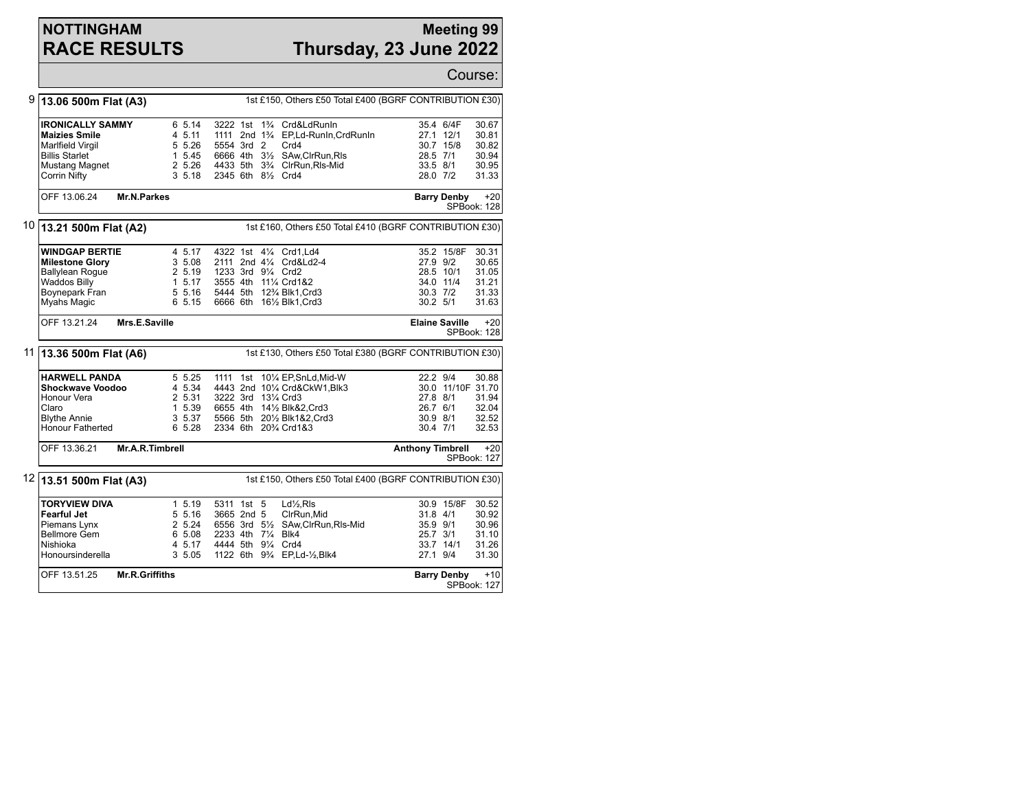# NOTTINGHAM RACE RESULTS

**Meeting 99**
**Thursday, 23 June 2022**

Course:

## 9 — 13.06 500m Flat (A3)

1st £150, Others £50 Total £400 (BGRF CONTRIBUTION £30)

| | | | | | | | | | | |
|---|---|---|---|---|---|---|---|---|---|---|
| **IRONICALLY SAMMY** | 6 | 5.14 | 3222 | 1st | 1¾ | Crd&LdRunIn | 35.4 | 6/4F | 30.67 |
| **Maizies Smile** | 4 | 5.11 | 1111 | 2nd | 1¾ | EP,Ld-RunIn,CrdRunIn | 27.1 | 12/1 | 30.81 |
| Marlfield Virgil | 5 | 5.26 | 5554 | 3rd | 2 | Crd4 | 30.7 | 15/8 | 30.82 |
| Billis Starlet | 1 | 5.45 | 6666 | 4th | 3½ | SAw,ClrRun,Rls | 28.5 | 7/1 | 30.94 |
| Mustang Magnet | 2 | 5.26 | 4433 | 5th | 3¾ | ClrRun,Rls-Mid | 33.5 | 8/1 | 30.95 |
| Corrin Nifty | 3 | 5.18 | 2345 | 6th | 8½ | Crd4 | 28.0 | 7/2 | 31.33 |

OFF 13.06.24 **Mr.N.Parkes** — **Barry Denby** +20 SPBook: 128

## 10 — 13.21 500m Flat (A2)

1st £160, Others £50 Total £410 (BGRF CONTRIBUTION £30)

| | | | | | | | | | |
|---|---|---|---|---|---|---|---|---|---|
| **WINDGAP BERTIE** | 4 | 5.17 | 4322 | 1st | 4¼ | Crd1,Ld4 | 35.2 | 15/8F | 30.31 |
| **Milestone Glory** | 3 | 5.08 | 2111 | 2nd | 4¼ | Crd&Ld2-4 | 27.9 | 9/2 | 30.65 |
| Ballylean Rogue | 2 | 5.19 | 1233 | 3rd | 9¼ | Crd2 | 28.5 | 10/1 | 31.05 |
| Waddos Billy | 1 | 5.17 | 3555 | 4th | 11¼ | Crd1&2 | 34.0 | 11/4 | 31.21 |
| Boynepark Fran | 5 | 5.16 | 5444 | 5th | 12¾ | Blk1,Crd3 | 30.3 | 7/2 | 31.33 |
| Myahs Magic | 6 | 5.15 | 6666 | 6th | 16½ | Blk1,Crd3 | 30.2 | 5/1 | 31.63 |

OFF 13.21.24 **Mrs.E.Saville** — **Elaine Saville** +20 SPBook: 128

## 11 — 13.36 500m Flat (A6)

1st £130, Others £50 Total £380 (BGRF CONTRIBUTION £30)

| | | | | | | | | | |
|---|---|---|---|---|---|---|---|---|---|
| **HARWELL PANDA** | 5 | 5.25 | 1111 | 1st | 10¼ | EP,SnLd,Mid-W | 22.2 | 9/4 | 30.88 |
| **Shockwave Voodoo** | 4 | 5.34 | 4443 | 2nd | 10¼ | Crd&CkW1,Blk3 | 30.0 | 11/10F | 31.70 |
| Honour Vera | 2 | 5.31 | 3222 | 3rd | 13¼ | Crd3 | 27.8 | 8/1 | 31.94 |
| Claro | 1 | 5.39 | 6655 | 4th | 14½ | Blk&2,Crd3 | 26.7 | 6/1 | 32.04 |
| Blythe Annie | 3 | 5.37 | 5566 | 5th | 20½ | Blk1&2,Crd3 | 30.9 | 8/1 | 32.52 |
| Honour Fatherted | 6 | 5.28 | 2334 | 6th | 20¾ | Crd1&3 | 30.4 | 7/1 | 32.53 |

OFF 13.36.21 **Mr.A.R.Timbrell** — **Anthony Timbrell** +20 SPBook: 127

## 12 — 13.51 500m Flat (A3)

1st £150, Others £50 Total £400 (BGRF CONTRIBUTION £30)

| | | | | | | | | | |
|---|---|---|---|---|---|---|---|---|---|
| **TORYVIEW DIVA** | 1 | 5.19 | 5311 | 1st | 5 | Ld½,Rls | 30.9 | 15/8F | 30.52 |
| **Fearful Jet** | 5 | 5.16 | 3665 | 2nd | 5 | ClrRun,Mid | 31.8 | 4/1 | 30.92 |
| Piemans Lynx | 2 | 5.24 | 6556 | 3rd | 5½ | SAw,ClrRun,Rls-Mid | 35.9 | 9/1 | 30.96 |
| Bellmore Gem | 6 | 5.08 | 2233 | 4th | 7¼ | Blk4 | 25.7 | 3/1 | 31.10 |
| Nishioka | 4 | 5.17 | 4444 | 5th | 9¼ | Crd4 | 33.7 | 14/1 | 31.26 |
| Honoursinderella | 3 | 5.05 | 1122 | 6th | 9¾ | EP,Ld-½,Blk4 | 27.1 | 9/4 | 31.30 |

OFF 13.51.25 **Mr.R.Griffiths** — **Barry Denby** +10 SPBook: 127